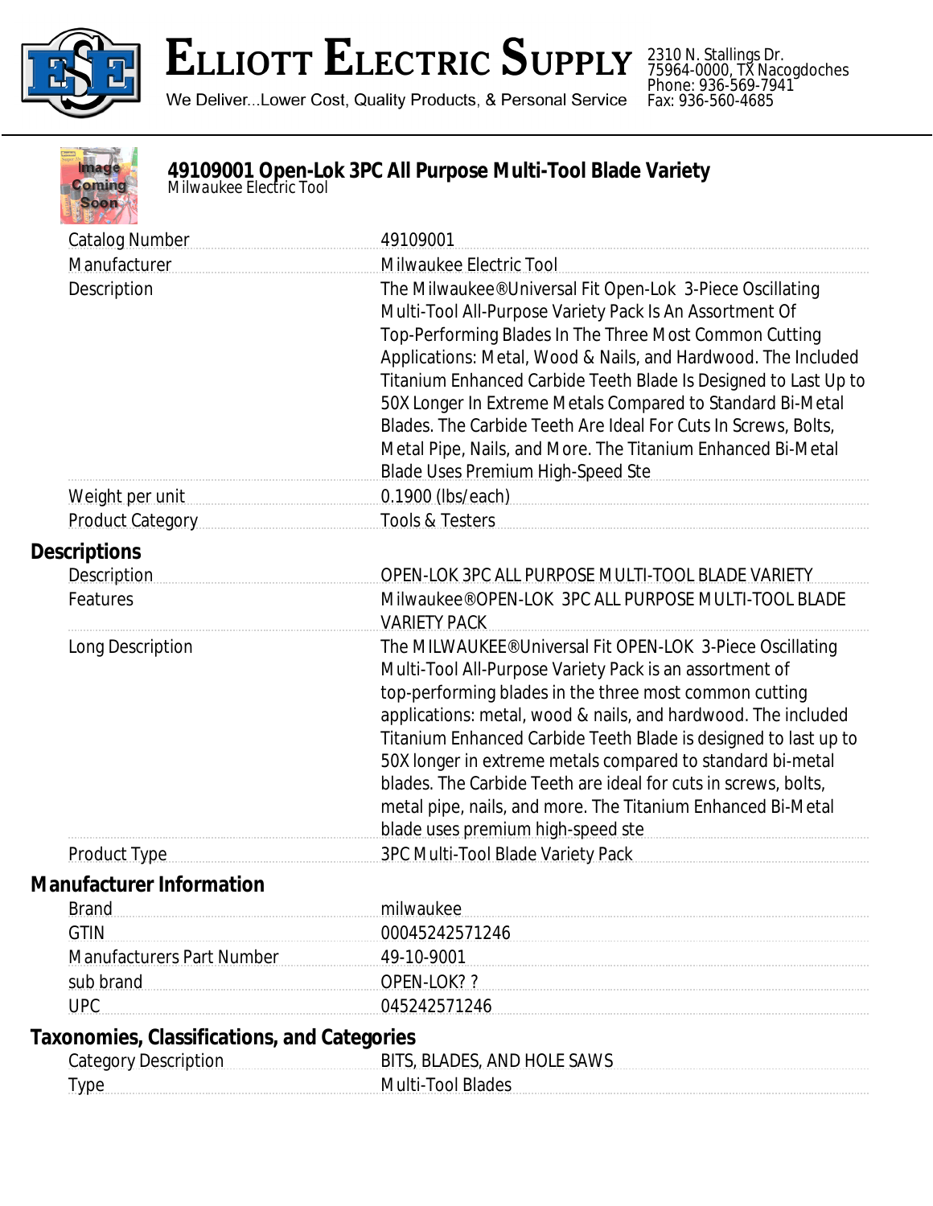# Elliott Electric Supply

We Deliver...Lower Cost, Quality Products, & Personal Service

2310 N. Stallings Dr.
75964-0000, TX Nacogdoches
Phone: 936-569-7941
Fax: 936-560-4685

## 49109001 Open-Lok 3PC All Purpose Multi-Tool Blade Variety

Milwaukee Electric Tool

| | |
|---|---|
| Catalog Number | 49109001 |
| Manufacturer | Milwaukee Electric Tool |
| Description | The Milwaukee®Universal Fit Open-Lok 3-Piece Oscillating Multi-Tool All-Purpose Variety Pack Is An Assortment Of Top-Performing Blades In The Three Most Common Cutting Applications: Metal, Wood & Nails, and Hardwood. The Included Titanium Enhanced Carbide Teeth Blade Is Designed to Last Up to 50X Longer In Extreme Metals Compared to Standard Bi-Metal Blades. The Carbide Teeth Are Ideal For Cuts In Screws, Bolts, Metal Pipe, Nails, and More. The Titanium Enhanced Bi-Metal Blade Uses Premium High-Speed Ste |
| Weight per unit | 0.1900 (lbs/each) |
| Product Category | Tools & Testers |

### Descriptions

| | |
|---|---|
| Description | OPEN-LOK 3PC ALL PURPOSE MULTI-TOOL BLADE VARIETY |
| Features | Milwaukee®OPEN-LOK 3PC ALL PURPOSE MULTI-TOOL BLADE VARIETY PACK |
| Long Description | The MILWAUKEE®Universal Fit OPEN-LOK 3-Piece Oscillating Multi-Tool All-Purpose Variety Pack is an assortment of top-performing blades in the three most common cutting applications: metal, wood & nails, and hardwood. The included Titanium Enhanced Carbide Teeth Blade is designed to last up to 50X longer in extreme metals compared to standard bi-metal blades. The Carbide Teeth are ideal for cuts in screws, bolts, metal pipe, nails, and more. The Titanium Enhanced Bi-Metal blade uses premium high-speed ste |
| Product Type | 3PC Multi-Tool Blade Variety Pack |

### Manufacturer Information

| | |
|---|---|
| Brand | milwaukee |
| GTIN | 00045242571246 |
| Manufacturers Part Number | 49-10-9001 |
| sub brand | OPEN-LOK? ? |
| UPC | 045242571246 |

### Taxonomies, Classifications, and Categories

| | |
|---|---|
| Category Description | BITS, BLADES, AND HOLE SAWS |
| Type | Multi-Tool Blades |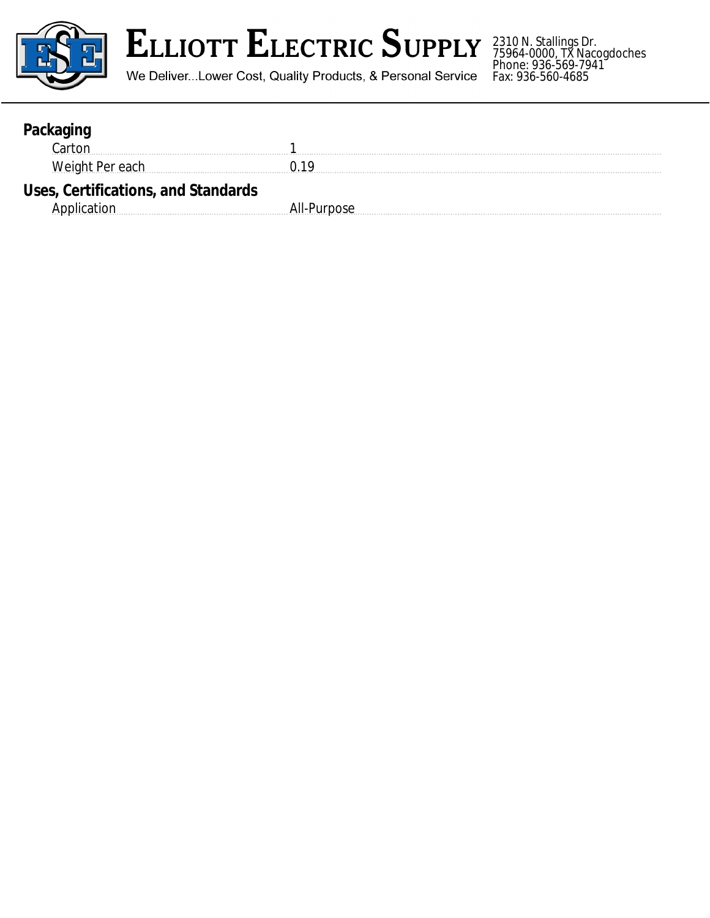## Packaging

| | |
|---|---|
| Carton | 1 |
| Weight Per each | 0.19 |

## Uses, Certifications, and Standards

| | |
|---|---|
| Application | All-Purpose |